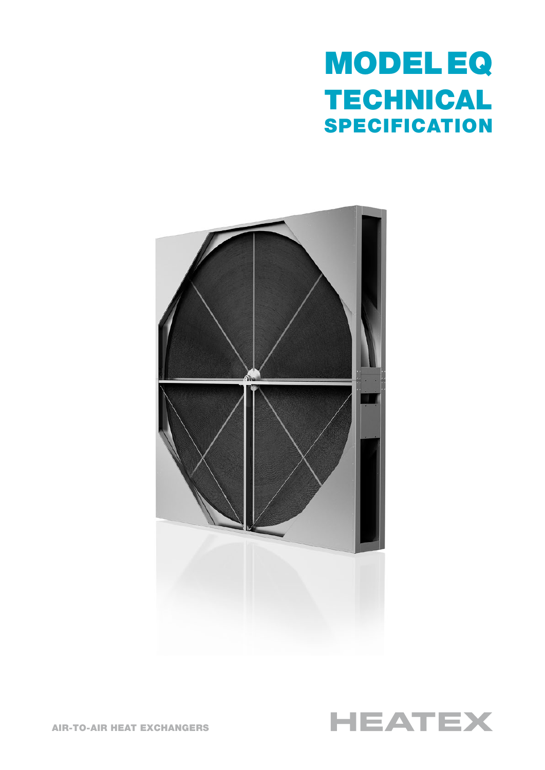# MODEL EQ
## TECHNICAL SPECIFICATION

AIR-TO-AIR HEAT EXCHANGERS

HEATEX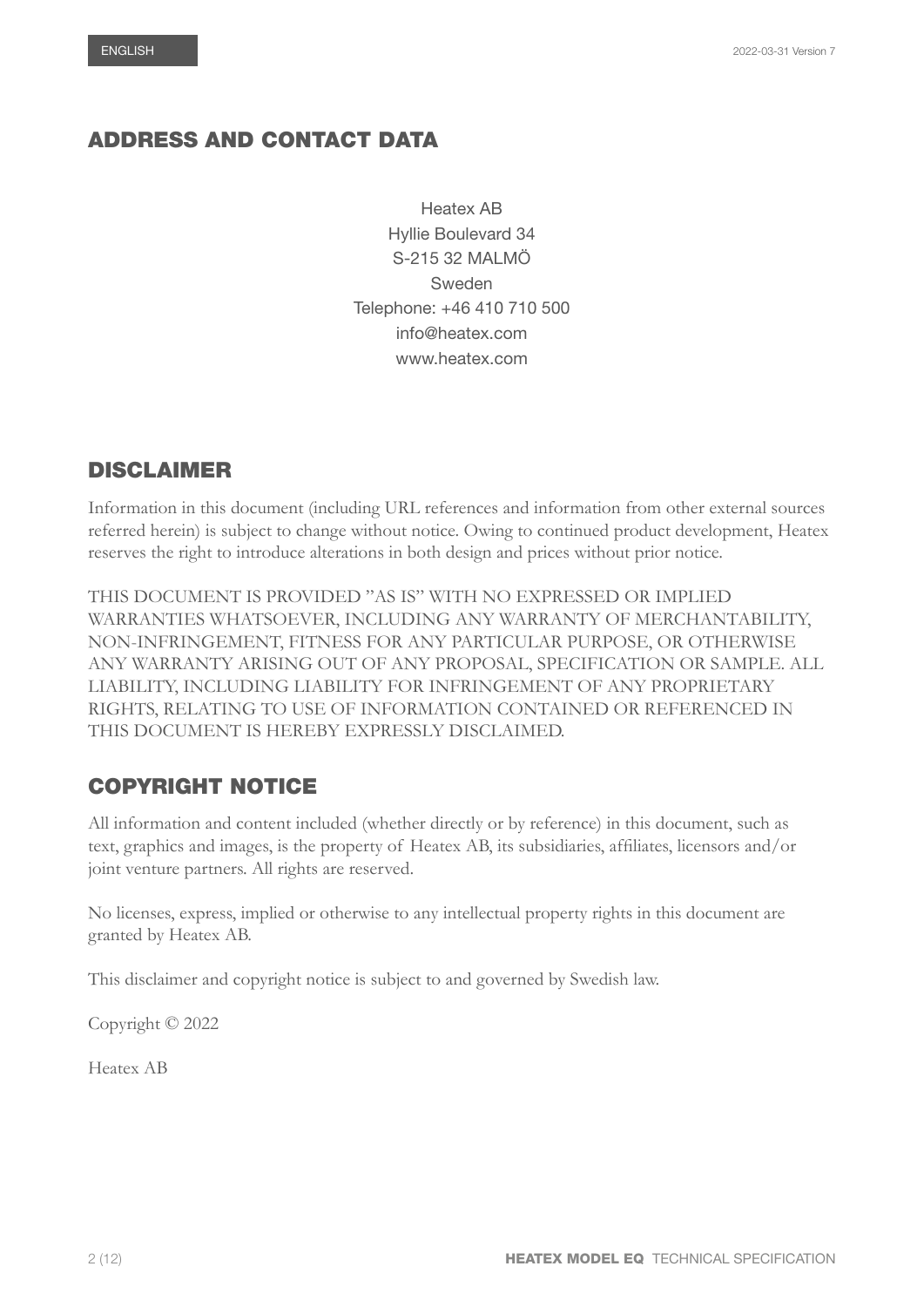## ADDRESS AND CONTACT DATA

Heatex AB
Hyllie Boulevard 34
S-215 32 MALMÖ
Sweden
Telephone: +46 410 710 500
info@heatex.com
www.heatex.com

## DISCLAIMER

Information in this document (including URL references and information from other external sources referred herein) is subject to change without notice. Owing to continued product development, Heatex reserves the right to introduce alterations in both design and prices without prior notice.

THIS DOCUMENT IS PROVIDED ”AS IS” WITH NO EXPRESSED OR IMPLIED WARRANTIES WHATSOEVER, INCLUDING ANY WARRANTY OF MERCHANTABILITY, NON-INFRINGEMENT, FITNESS FOR ANY PARTICULAR PURPOSE, OR OTHERWISE ANY WARRANTY ARISING OUT OF ANY PROPOSAL, SPECIFICATION OR SAMPLE. ALL LIABILITY, INCLUDING LIABILITY FOR INFRINGEMENT OF ANY PROPRIETARY RIGHTS, RELATING TO USE OF INFORMATION CONTAINED OR REFERENCED IN THIS DOCUMENT IS HEREBY EXPRESSLY DISCLAIMED.

## COPYRIGHT NOTICE

All information and content included (whether directly or by reference) in this document, such as text, graphics and images, is the property of Heatex AB, its subsidiaries, affiliates, licensors and/or joint venture partners. All rights are reserved.

No licenses, express, implied or otherwise to any intellectual property rights in this document are granted by Heatex AB.

This disclaimer and copyright notice is subject to and governed by Swedish law.

Copyright © 2022

Heatex AB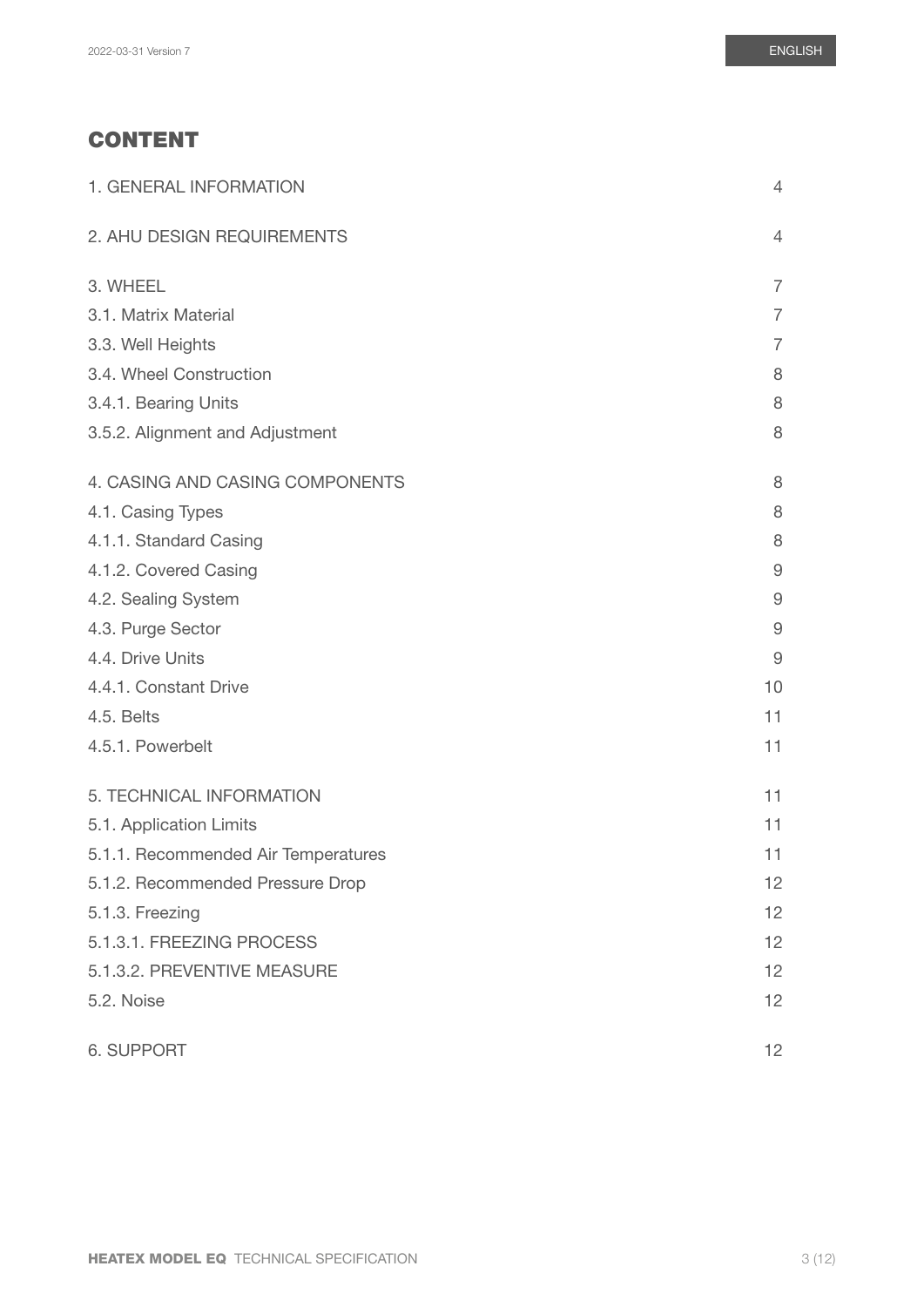# CONTENT

| | |
|---|---|
| 1. GENERAL INFORMATION | 4 |
| 2. AHU DESIGN REQUIREMENTS | 4 |
| 3. WHEEL | 7 |
| 3.1. Matrix Material | 7 |
| 3.3. Well Heights | 7 |
| 3.4. Wheel Construction | 8 |
| 3.4.1. Bearing Units | 8 |
| 3.5.2. Alignment and Adjustment | 8 |
| 4. CASING AND CASING COMPONENTS | 8 |
| 4.1. Casing Types | 8 |
| 4.1.1. Standard Casing | 8 |
| 4.1.2. Covered Casing | 9 |
| 4.2. Sealing System | 9 |
| 4.3. Purge Sector | 9 |
| 4.4. Drive Units | 9 |
| 4.4.1. Constant Drive | 10 |
| 4.5. Belts | 11 |
| 4.5.1. Powerbelt | 11 |
| 5. TECHNICAL INFORMATION | 11 |
| 5.1. Application Limits | 11 |
| 5.1.1. Recommended Air Temperatures | 11 |
| 5.1.2. Recommended Pressure Drop | 12 |
| 5.1.3. Freezing | 12 |
| 5.1.3.1. FREEZING PROCESS | 12 |
| 5.1.3.2. PREVENTIVE MEASURE | 12 |
| 5.2. Noise | 12 |
| 6. SUPPORT | 12 |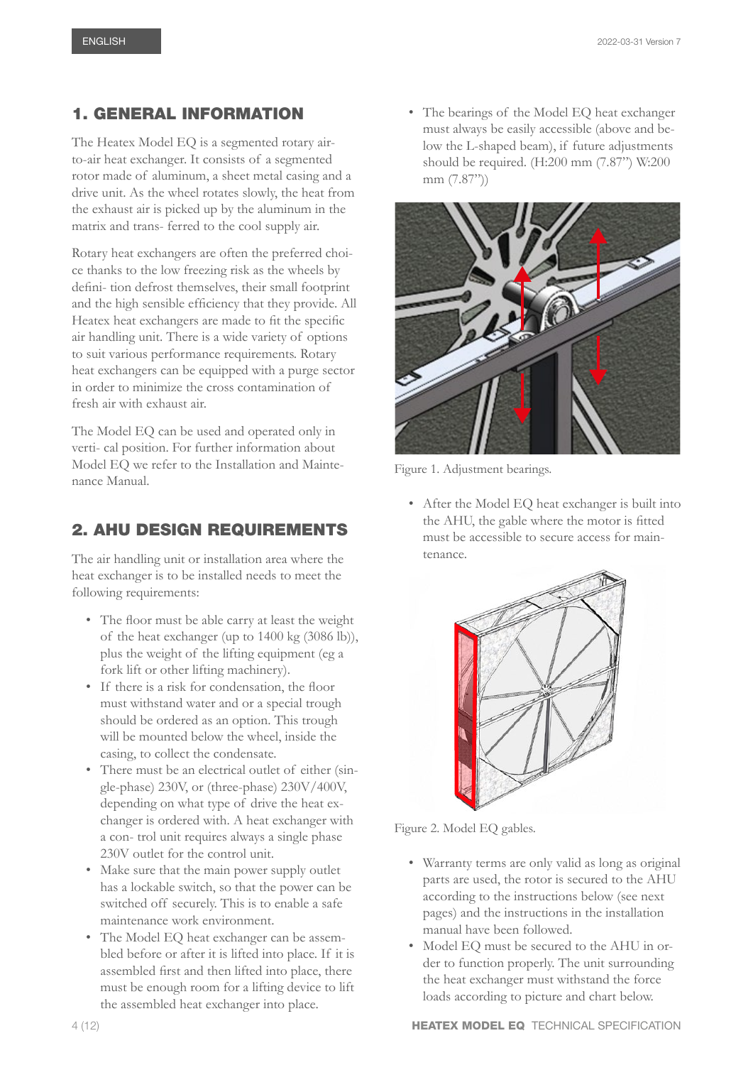# 1. GENERAL INFORMATION

The Heatex Model EQ is a segmented rotary air-to-air heat exchanger. It consists of a segmented rotor made of aluminum, a sheet metal casing and a drive unit. As the wheel rotates slowly, the heat from the exhaust air is picked up by the aluminum in the matrix and trans- ferred to the cool supply air.

Rotary heat exchangers are often the preferred choice thanks to the low freezing risk as the wheels by defini- tion defrost themselves, their small footprint and the high sensible efficiency that they provide. All Heatex heat exchangers are made to fit the specific air handling unit. There is a wide variety of options to suit various performance requirements. Rotary heat exchangers can be equipped with a purge sector in order to minimize the cross contamination of fresh air with exhaust air.

The Model EQ can be used and operated only in verti- cal position. For further information about Model EQ we refer to the Installation and Maintenance Manual.

# 2. AHU DESIGN REQUIREMENTS

The air handling unit or installation area where the heat exchanger is to be installed needs to meet the following requirements:

- The floor must be able carry at least the weight of the heat exchanger (up to 1400 kg (3086 lb)), plus the weight of the lifting equipment (eg a fork lift or other lifting machinery).
- If there is a risk for condensation, the floor must withstand water and or a special trough should be ordered as an option. This trough will be mounted below the wheel, inside the casing, to collect the condensate.
- There must be an electrical outlet of either (single-phase) 230V, or (three-phase) 230V/400V, depending on what type of drive the heat exchanger is ordered with. A heat exchanger with a con- trol unit requires always a single phase 230V outlet for the control unit.
- Make sure that the main power supply outlet has a lockable switch, so that the power can be switched off securely. This is to enable a safe maintenance work environment.
- The Model EQ heat exchanger can be assembled before or after it is lifted into place. If it is assembled first and then lifted into place, there must be enough room for a lifting device to lift the assembled heat exchanger into place.
- The bearings of the Model EQ heat exchanger must always be easily accessible (above and below the L-shaped beam), if future adjustments should be required. (H:200 mm (7.87") W:200 mm (7.87"))

Figure 1. Adjustment bearings.

- After the Model EQ heat exchanger is built into the AHU, the gable where the motor is fitted must be accessible to secure access for maintenance.

Figure 2. Model EQ gables.

- Warranty terms are only valid as long as original parts are used, the rotor is secured to the AHU according to the instructions below (see next pages) and the instructions in the installation manual have been followed.
- Model EQ must be secured to the AHU in order to function properly. The unit surrounding the heat exchanger must withstand the force loads according to picture and chart below.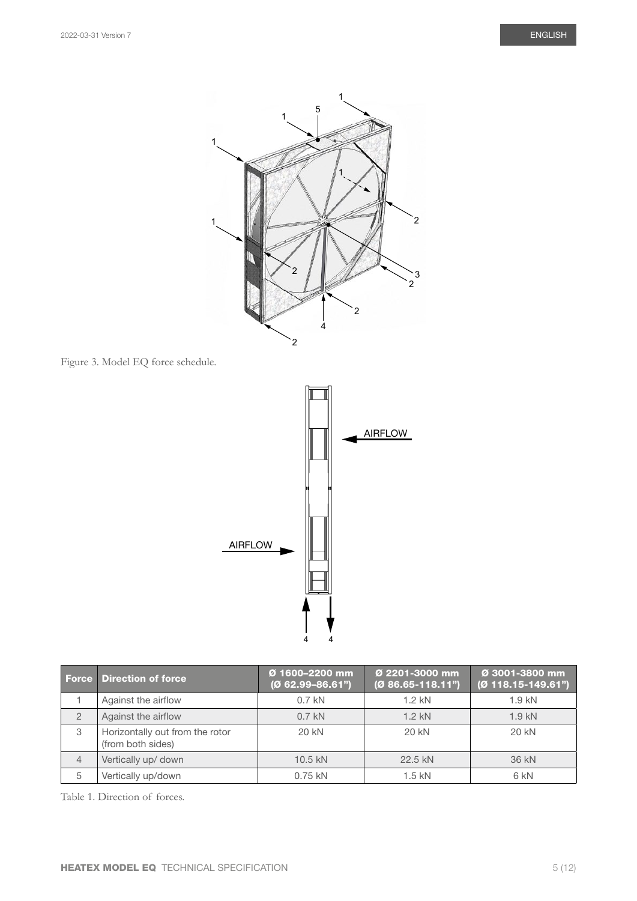Figure 3. Model EQ force schedule.

| Force | Direction of force | Ø 1600–2200 mm (Ø 62.99–86.61") | Ø 2201-3000 mm (Ø 86.65-118.11") | Ø 3001-3800 mm (Ø 118.15-149.61") |
|---|---|---|---|---|
| 1 | Against the airflow | 0.7 kN | 1.2 kN | 1.9 kN |
| 2 | Against the airflow | 0.7 kN | 1.2 kN | 1.9 kN |
| 3 | Horizontally out from the rotor (from both sides) | 20 kN | 20 kN | 20 kN |
| 4 | Vertically up/ down | 10.5 kN | 22.5 kN | 36 kN |
| 5 | Vertically up/down | 0.75 kN | 1.5 kN | 6 kN |

Table 1. Direction of forces.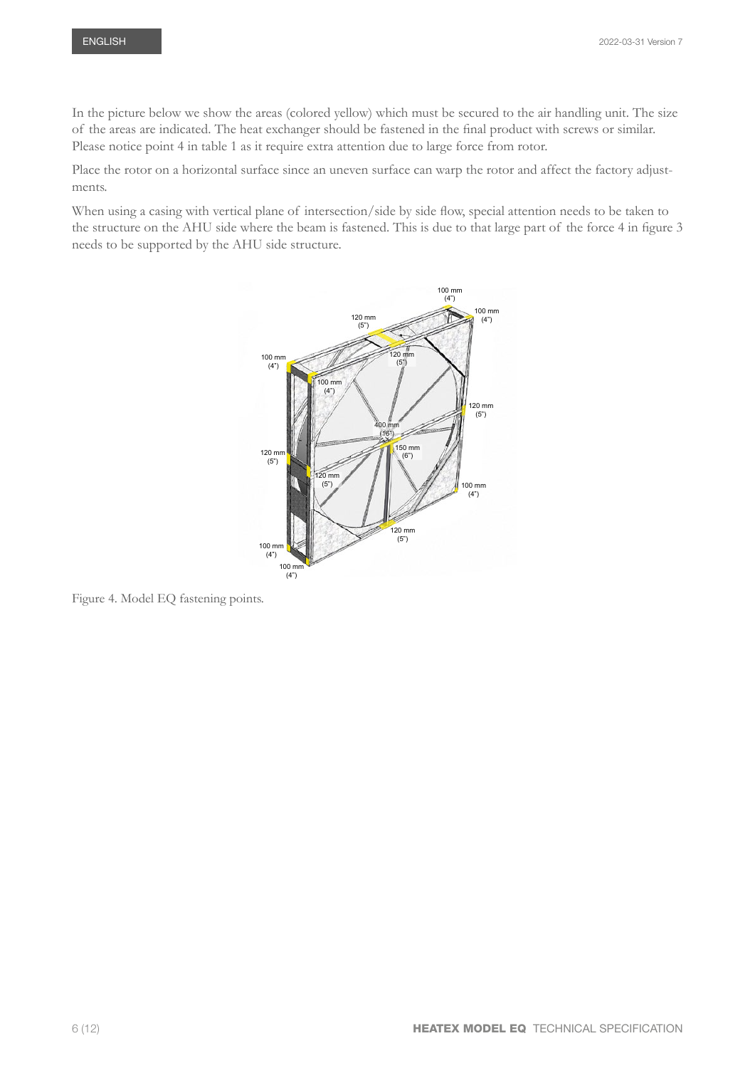In the picture below we show the areas (colored yellow) which must be secured to the air handling unit. The size of the areas are indicated. The heat exchanger should be fastened in the final product with screws or similar. Please notice point 4 in table 1 as it require extra attention due to large force from rotor.

Place the rotor on a horizontal surface since an uneven surface can warp the rotor and affect the factory adjustments.

When using a casing with vertical plane of intersection/side by side flow, special attention needs to be taken to the structure on the AHU side where the beam is fastened. This is due to that large part of the force 4 in figure 3 needs to be supported by the AHU side structure.

Figure 4. Model EQ fastening points.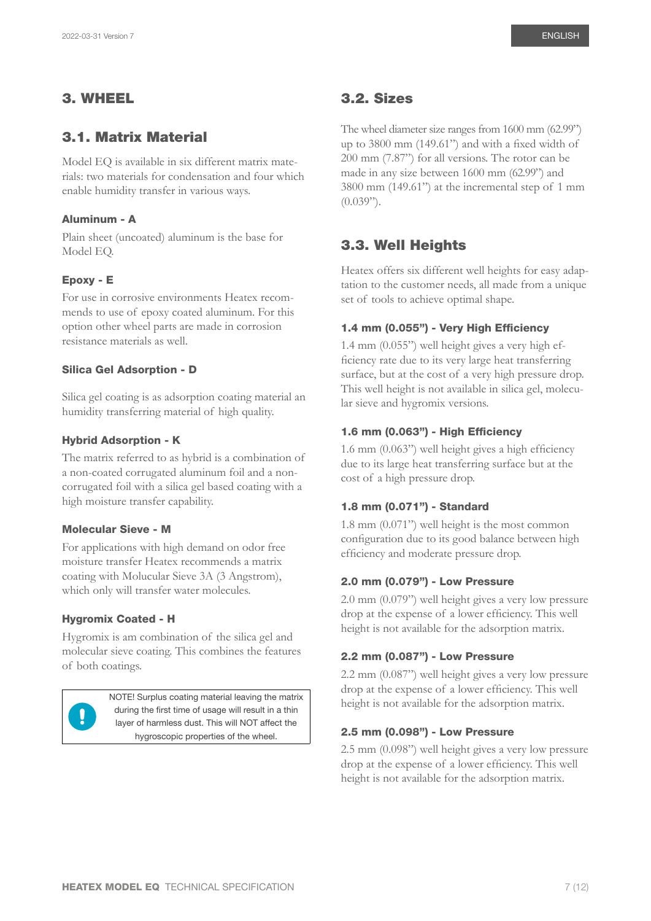# 3. WHEEL

## 3.1. Matrix Material

Model EQ is available in six different matrix materials: two materials for condensation and four which enable humidity transfer in various ways.

### Aluminum - A

Plain sheet (uncoated) aluminum is the base for Model EQ.

### Epoxy - E

For use in corrosive environments Heatex recommends to use of epoxy coated aluminum. For this option other wheel parts are made in corrosion resistance materials as well.

### Silica Gel Adsorption - D

Silica gel coating is as adsorption coating material an humidity transferring material of high quality.

### Hybrid Adsorption - K

The matrix referred to as hybrid is a combination of a non-coated corrugated aluminum foil and a non-corrugated foil with a silica gel based coating with a high moisture transfer capability.

### Molecular Sieve - M

For applications with high demand on odor free moisture transfer Heatex recommends a matrix coating with Molucular Sieve 3A (3 Angstrom), which only will transfer water molecules.

### Hygromix Coated - H

Hygromix is am combination of the silica gel and molecular sieve coating. This combines the features of both coatings.

> NOTE! Surplus coating material leaving the matrix during the first time of usage will result in a thin layer of harmless dust. This will NOT affect the hygroscopic properties of the wheel.

## 3.2. Sizes

The wheel diameter size ranges from 1600 mm (62.99") up to 3800 mm (149.61") and with a fixed width of 200 mm (7.87") for all versions. The rotor can be made in any size between 1600 mm (62.99") and 3800 mm (149.61") at the incremental step of 1 mm (0.039").

## 3.3. Well Heights

Heatex offers six different well heights for easy adaptation to the customer needs, all made from a unique set of tools to achieve optimal shape.

### 1.4 mm (0.055") - Very High Efficiency

1.4 mm (0.055") well height gives a very high efficiency rate due to its very large heat transferring surface, but at the cost of a very high pressure drop. This well height is not available in silica gel, molecular sieve and hygromix versions.

### 1.6 mm (0.063") - High Efficiency

1.6 mm (0.063") well height gives a high efficiency due to its large heat transferring surface but at the cost of a high pressure drop.

### 1.8 mm (0.071") - Standard

1.8 mm (0.071") well height is the most common configuration due to its good balance between high efficiency and moderate pressure drop.

### 2.0 mm (0.079") - Low Pressure

2.0 mm (0.079") well height gives a very low pressure drop at the expense of a lower efficiency. This well height is not available for the adsorption matrix.

### 2.2 mm (0.087") - Low Pressure

2.2 mm (0.087") well height gives a very low pressure drop at the expense of a lower efficiency. This well height is not available for the adsorption matrix.

### 2.5 mm (0.098") - Low Pressure

2.5 mm (0.098") well height gives a very low pressure drop at the expense of a lower efficiency. This well height is not available for the adsorption matrix.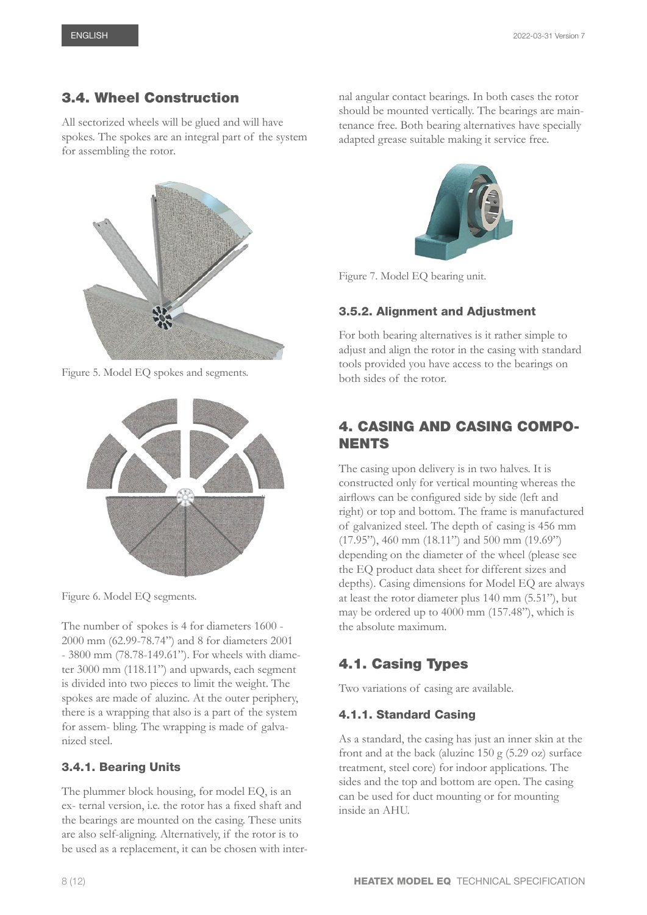## 3.4. Wheel Construction

All sectorized wheels will be glued and will have spokes. The spokes are an integral part of the system for assembling the rotor.

Figure 5. Model EQ spokes and segments.

Figure 6. Model EQ segments.

The number of spokes is 4 for diameters 1600 - 2000 mm (62.99-78.74") and 8 for diameters 2001 - 3800 mm (78.78-149.61"). For wheels with diameter 3000 mm (118.11") and upwards, each segment is divided into two pieces to limit the weight. The spokes are made of aluzinc. At the outer periphery, there is a wrapping that also is a part of the system for assem- bling. The wrapping is made of galvanized steel.

### 3.4.1. Bearing Units

The plummer block housing, for model EQ, is an ex- ternal version, i.e. the rotor has a fixed shaft and the bearings are mounted on the casing. These units are also self-aligning. Alternatively, if the rotor is to be used as a replacement, it can be chosen with internal angular contact bearings. In both cases the rotor should be mounted vertically. The bearings are maintenance free. Both bearing alternatives have specially adapted grease suitable making it service free.

Figure 7. Model EQ bearing unit.

### 3.5.2. Alignment and Adjustment

For both bearing alternatives is it rather simple to adjust and align the rotor in the casing with standard tools provided you have access to the bearings on both sides of the rotor.

# 4. CASING AND CASING COMPONENTS

The casing upon delivery is in two halves. It is constructed only for vertical mounting whereas the airflows can be configured side by side (left and right) or top and bottom. The frame is manufactured of galvanized steel. The depth of casing is 456 mm (17.95"), 460 mm (18.11") and 500 mm (19.69") depending on the diameter of the wheel (please see the EQ product data sheet for different sizes and depths). Casing dimensions for Model EQ are always at least the rotor diameter plus 140 mm (5.51"), but may be ordered up to 4000 mm (157.48"), which is the absolute maximum.

## 4.1. Casing Types

Two variations of casing are available.

### 4.1.1. Standard Casing

As a standard, the casing has just an inner skin at the front and at the back (aluzinc 150 g (5.29 oz) surface treatment, steel core) for indoor applications. The sides and the top and bottom are open. The casing can be used for duct mounting or for mounting inside an AHU.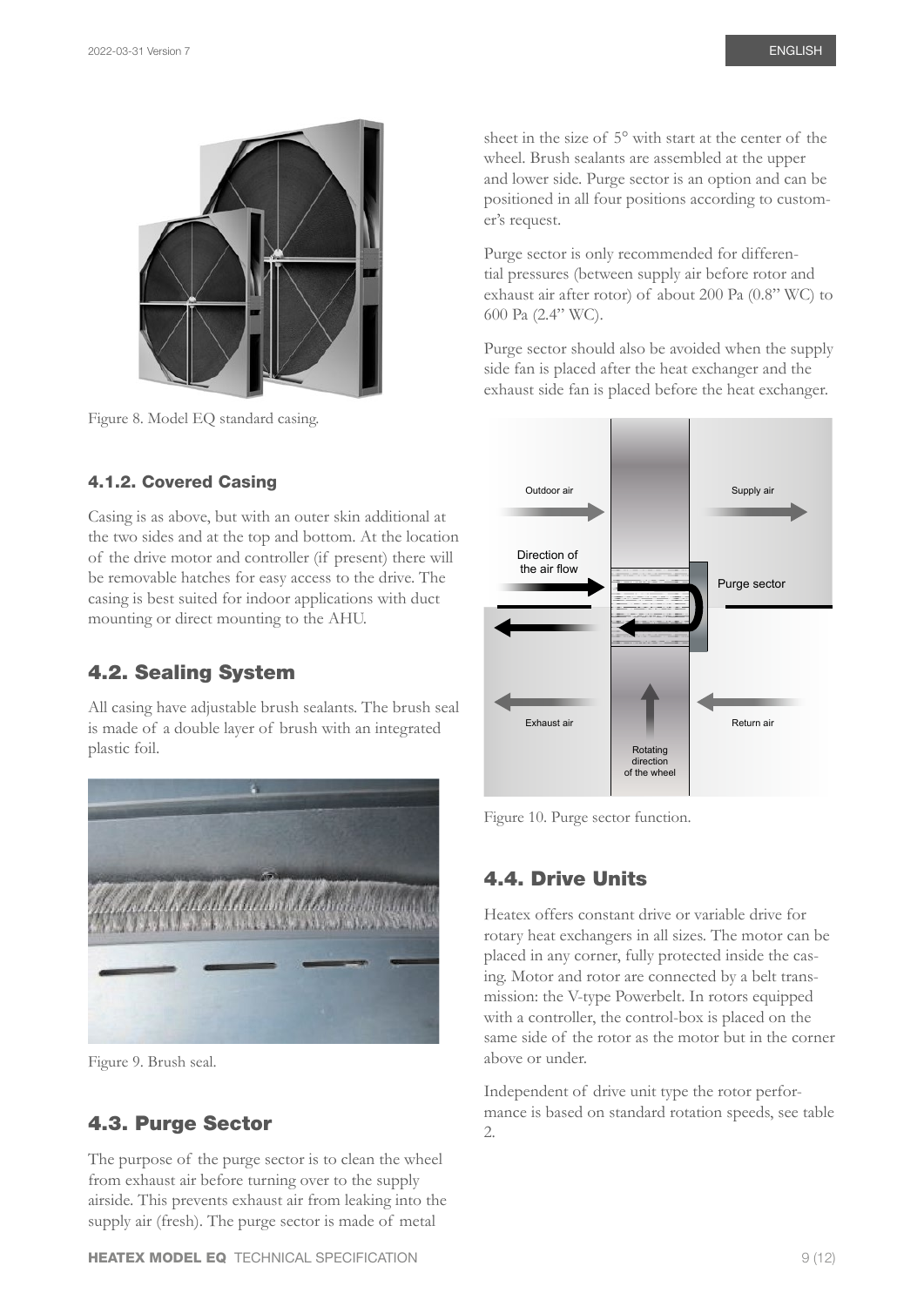Figure 8. Model EQ standard casing.

### 4.1.2. Covered Casing

Casing is as above, but with an outer skin additional at the two sides and at the top and bottom. At the location of the drive motor and controller (if present) there will be removable hatches for easy access to the drive. The casing is best suited for indoor applications with duct mounting or direct mounting to the AHU.

## 4.2. Sealing System

All casing have adjustable brush sealants. The brush seal is made of a double layer of brush with an integrated plastic foil.

Figure 9. Brush seal.

## 4.3. Purge Sector

The purpose of the purge sector is to clean the wheel from exhaust air before turning over to the supply airside. This prevents exhaust air from leaking into the supply air (fresh). The purge sector is made of metal sheet in the size of 5° with start at the center of the wheel. Brush sealants are assembled at the upper and lower side. Purge sector is an option and can be positioned in all four positions according to customer's request.

Purge sector is only recommended for differential pressures (between supply air before rotor and exhaust air after rotor) of about 200 Pa (0.8" WC) to 600 Pa (2.4" WC).

Purge sector should also be avoided when the supply side fan is placed after the heat exchanger and the exhaust side fan is placed before the heat exchanger.

Figure 10. Purge sector function.

## 4.4. Drive Units

Heatex offers constant drive or variable drive for rotary heat exchangers in all sizes. The motor can be placed in any corner, fully protected inside the casing. Motor and rotor are connected by a belt transmission: the V-type Powerbelt. In rotors equipped with a controller, the control-box is placed on the same side of the rotor as the motor but in the corner above or under.

Independent of drive unit type the rotor performance is based on standard rotation speeds, see table 2.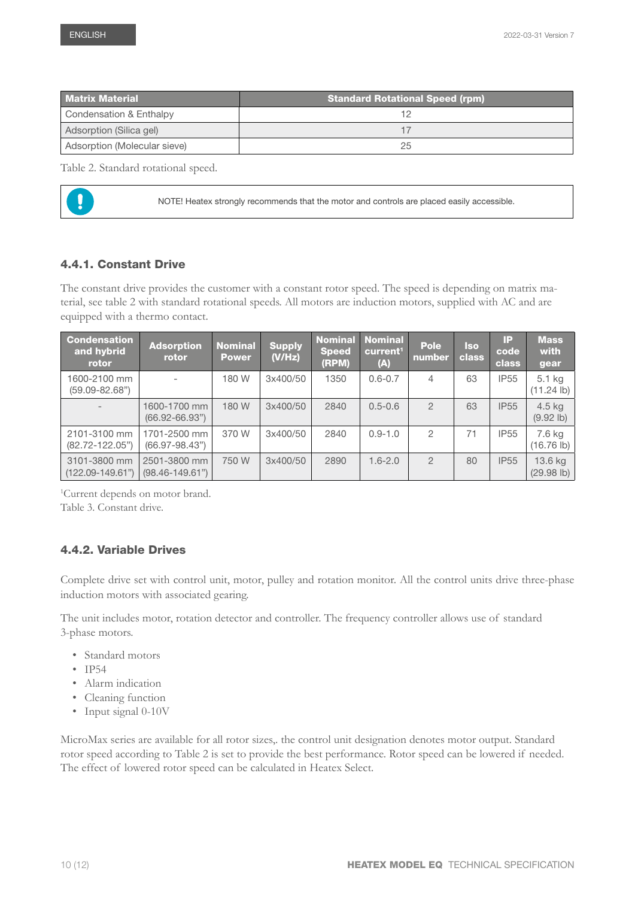| Matrix Material | Standard Rotational Speed (rpm) |
|---|---|
| Condensation & Enthalpy | 12 |
| Adsorption (Silica gel) | 17 |
| Adsorption (Molecular sieve) | 25 |

Table 2. Standard rotational speed.

NOTE! Heatex strongly recommends that the motor and controls are placed easily accessible.

### 4.4.1. Constant Drive

The constant drive provides the customer with a constant rotor speed. The speed is depending on matrix material, see table 2 with standard rotational speeds. All motors are induction motors, supplied with AC and are equipped with a thermo contact.

| Condensation and hybrid rotor | Adsorption rotor | Nominal Power | Supply (V/Hz) | Nominal Speed (RPM) | Nominal current[1] (A) | Pole number | Iso class | IP code class | Mass with gear |
|---|---|---|---|---|---|---|---|---|---|
| 1600-2100 mm (59.09-82.68") | - | 180 W | 3x400/50 | 1350 | 0.6-0.7 | 4 | 63 | IP55 | 5.1 kg (11.24 lb) |
| - | 1600-1700 mm (66.92-66.93") | 180 W | 3x400/50 | 2840 | 0.5-0.6 | 2 | 63 | IP55 | 4.5 kg (9.92 lb) |
| 2101-3100 mm (82.72-122.05") | 1701-2500 mm (66.97-98.43") | 370 W | 3x400/50 | 2840 | 0.9-1.0 | 2 | 71 | IP55 | 7.6 kg (16.76 lb) |
| 3101-3800 mm (122.09-149.61") | 2501-3800 mm (98.46-149.61") | 750 W | 3x400/50 | 2890 | 1.6-2.0 | 2 | 80 | IP55 | 13.6 kg (29.98 lb) |

[1]Current depends on motor brand.

Table 3. Constant drive.

### 4.4.2. Variable Drives

Complete drive set with control unit, motor, pulley and rotation monitor. All the control units drive three-phase induction motors with associated gearing.

The unit includes motor, rotation detector and controller. The frequency controller allows use of standard 3-phase motors.

- Standard motors
- IP54
- Alarm indication
- Cleaning function
- Input signal 0-10V

MicroMax series are available for all rotor sizes,. the control unit designation denotes motor output. Standard rotor speed according to Table 2 is set to provide the best performance. Rotor speed can be lowered if needed. The effect of lowered rotor speed can be calculated in Heatex Select.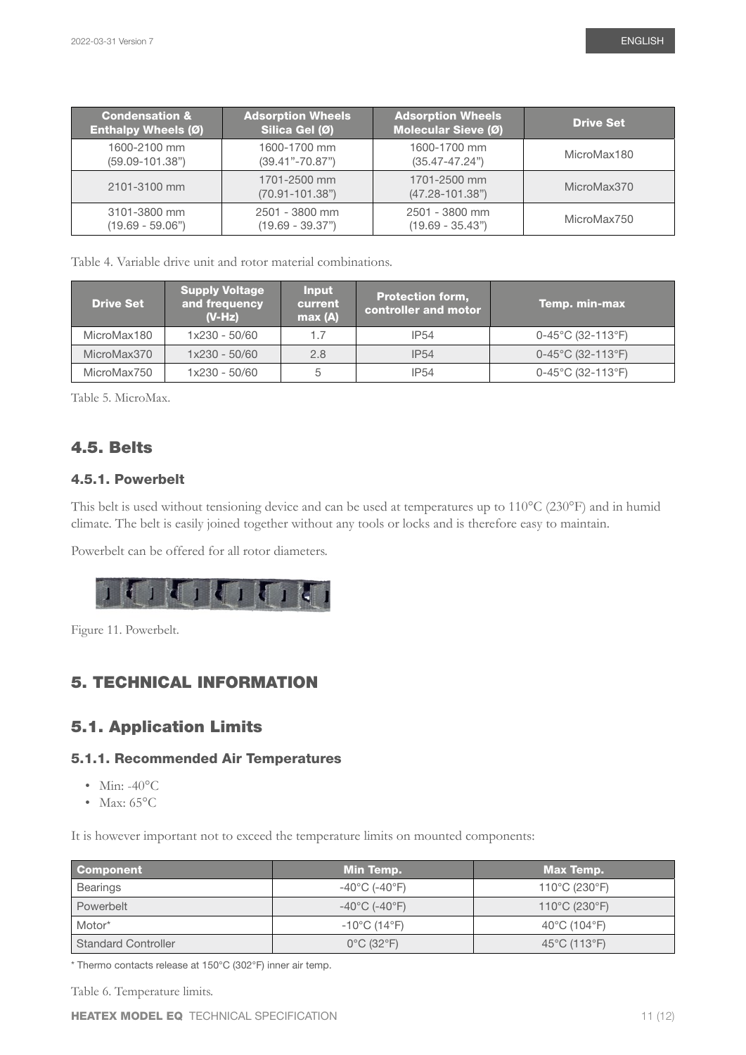| Condensation & Enthalpy Wheels (Ø) | Adsorption Wheels Silica Gel (Ø) | Adsorption Wheels Molecular Sieve (Ø) | Drive Set |
|---|---|---|---|
| 1600-2100 mm (59.09-101.38") | 1600-1700 mm (39.41"-70.87") | 1600-1700 mm (35.47-47.24") | MicroMax180 |
| 2101-3100 mm | 1701-2500 mm (70.91-101.38") | 1701-2500 mm (47.28-101.38") | MicroMax370 |
| 3101-3800 mm (19.69 - 59.06") | 2501 - 3800 mm (19.69 - 39.37") | 2501 - 3800 mm (19.69 - 35.43") | MicroMax750 |

Table 4. Variable drive unit and rotor material combinations.

| Drive Set | Supply Voltage and frequency (V-Hz) | Input current max (A) | Protection form, controller and motor | Temp. min-max |
|---|---|---|---|---|
| MicroMax180 | 1x230 - 50/60 | 1.7 | IP54 | 0-45°C (32-113°F) |
| MicroMax370 | 1x230 - 50/60 | 2.8 | IP54 | 0-45°C (32-113°F) |
| MicroMax750 | 1x230 - 50/60 | 5 | IP54 | 0-45°C (32-113°F) |

Table 5. MicroMax.

## 4.5. Belts

### 4.5.1. Powerbelt

This belt is used without tensioning device and can be used at temperatures up to 110°C (230°F) and in humid climate. The belt is easily joined together without any tools or locks and is therefore easy to maintain.

Powerbelt can be offered for all rotor diameters.

Figure 11. Powerbelt.

# 5. TECHNICAL INFORMATION

## 5.1. Application Limits

### 5.1.1. Recommended Air Temperatures

- Min: -40°C
- Max: 65°C

It is however important not to exceed the temperature limits on mounted components:

| Component | Min Temp. | Max Temp. |
|---|---|---|
| Bearings | -40°C (-40°F) | 110°C (230°F) |
| Powerbelt | -40°C (-40°F) | 110°C (230°F) |
| Motor* | -10°C (14°F) | 40°C (104°F) |
| Standard Controller | 0°C (32°F) | 45°C (113°F) |

* Thermo contacts release at 150°C (302°F) inner air temp.

Table 6. Temperature limits.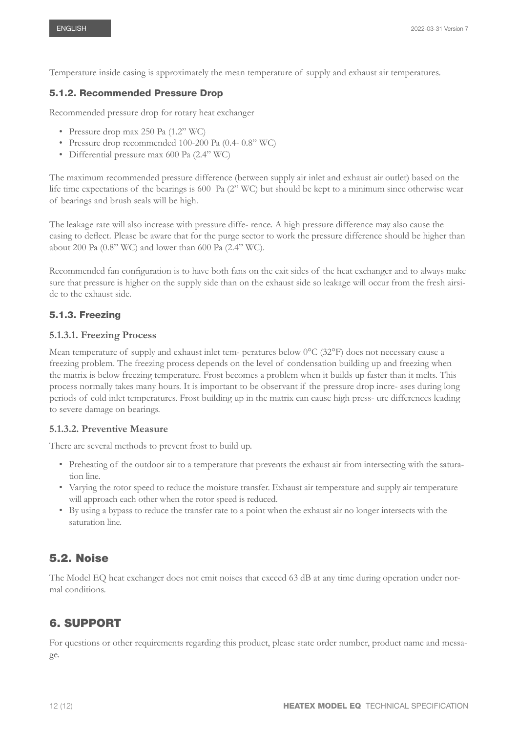Temperature inside casing is approximately the mean temperature of supply and exhaust air temperatures.

### 5.1.2. Recommended Pressure Drop

Recommended pressure drop for rotary heat exchanger

- Pressure drop max 250 Pa (1.2" WC)
- Pressure drop recommended 100-200 Pa (0.4- 0.8" WC)
- Differential pressure max 600 Pa (2.4" WC)

The maximum recommended pressure difference (between supply air inlet and exhaust air outlet) based on the life time expectations of the bearings is 600 Pa (2" WC) but should be kept to a minimum since otherwise wear of bearings and brush seals will be high.

The leakage rate will also increase with pressure diffe- rence. A high pressure difference may also cause the casing to deflect. Please be aware that for the purge sector to work the pressure difference should be higher than about 200 Pa (0.8" WC) and lower than 600 Pa (2.4" WC).

Recommended fan configuration is to have both fans on the exit sides of the heat exchanger and to always make sure that pressure is higher on the supply side than on the exhaust side so leakage will occur from the fresh airside to the exhaust side.

### 5.1.3. Freezing

#### 5.1.3.1. Freezing Process

Mean temperature of supply and exhaust inlet tem- peratures below 0°C (32°F) does not necessary cause a freezing problem. The freezing process depends on the level of condensation building up and freezing when the matrix is below freezing temperature. Frost becomes a problem when it builds up faster than it melts. This process normally takes many hours. It is important to be observant if the pressure drop incre- ases during long periods of cold inlet temperatures. Frost building up in the matrix can cause high press- ure differences leading to severe damage on bearings.

#### 5.1.3.2. Preventive Measure

There are several methods to prevent frost to build up.

- Preheating of the outdoor air to a temperature that prevents the exhaust air from intersecting with the saturation line.
- Varying the rotor speed to reduce the moisture transfer. Exhaust air temperature and supply air temperature will approach each other when the rotor speed is reduced.
- By using a bypass to reduce the transfer rate to a point when the exhaust air no longer intersects with the saturation line.

## 5.2. Noise

The Model EQ heat exchanger does not emit noises that exceed 63 dB at any time during operation under normal conditions.

## 6. SUPPORT

For questions or other requirements regarding this product, please state order number, product name and message.